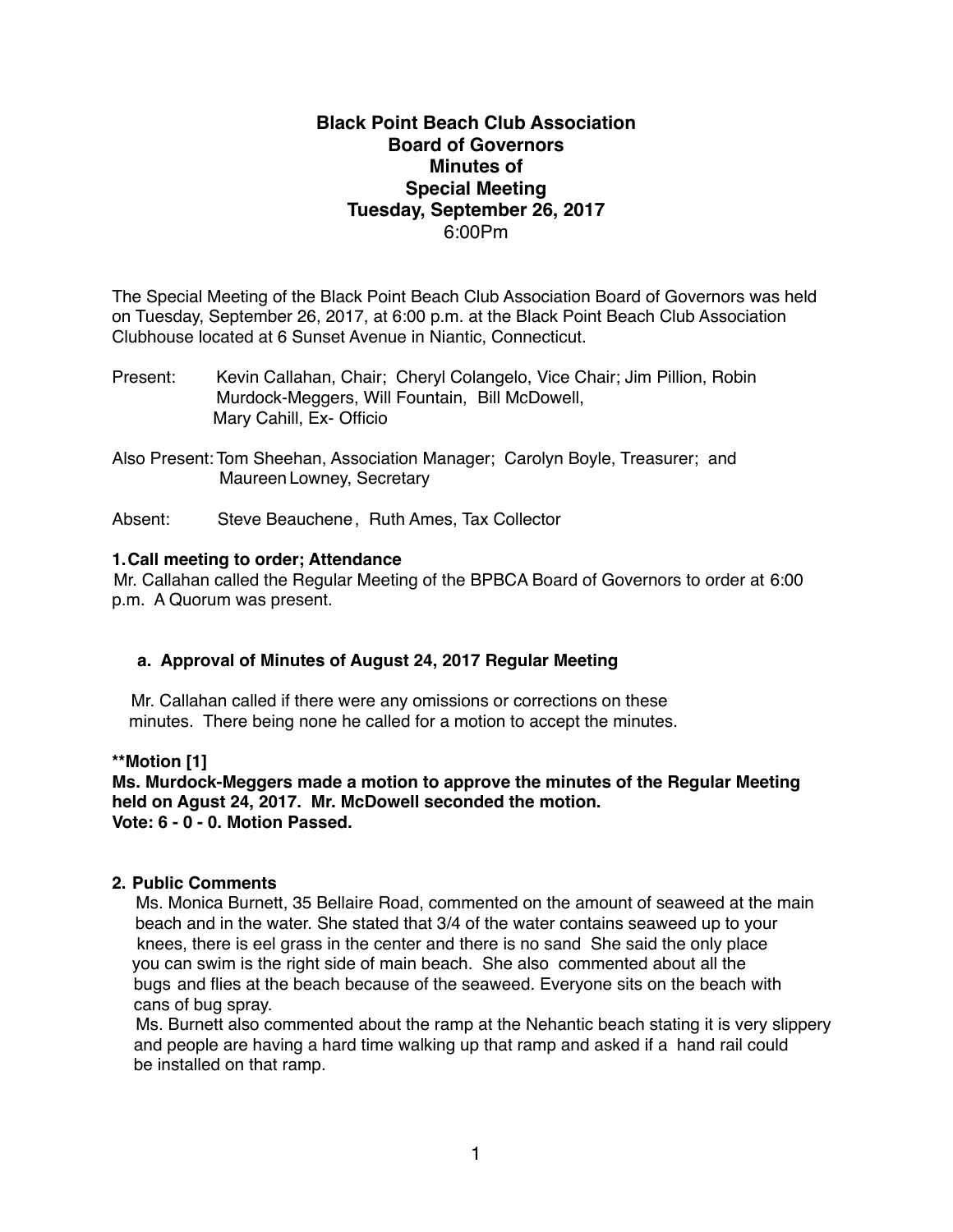# Black Point Beach Club Association
## Board of Governors
## Minutes of
## Special Meeting
## Tuesday, September 26, 2017
6:00Pm

The Special Meeting of the Black Point Beach Club Association Board of Governors was held on Tuesday, September 26, 2017, at 6:00 p.m. at the Black Point Beach Club Association Clubhouse located at 6 Sunset Avenue in Niantic, Connecticut.

Present: Kevin Callahan, Chair; Cheryl Colangelo, Vice Chair; Jim Pillion, Robin Murdock-Meggers, Will Fountain, Bill McDowell, Mary Cahill, Ex- Officio

Also Present: Tom Sheehan, Association Manager; Carolyn Boyle, Treasurer; and Maureen Lowney, Secretary

Absent: Steve Beauchene, Ruth Ames, Tax Collector

**1. Call meeting to order; Attendance**

Mr. Callahan called the Regular Meeting of the BPBCA Board of Governors to order at 6:00 p.m. A Quorum was present.

**a. Approval of Minutes of August 24, 2017 Regular Meeting**

Mr. Callahan called if there were any omissions or corrections on these minutes. There being none he called for a motion to accept the minutes.

**\*\*Motion [1]**
**Ms. Murdock-Meggers made a motion to approve the minutes of the Regular Meeting held on Agust 24, 2017. Mr. McDowell seconded the motion.**
**Vote: 6 - 0 - 0. Motion Passed.**

**2. Public Comments**

Ms. Monica Burnett, 35 Bellaire Road, commented on the amount of seaweed at the main beach and in the water. She stated that 3/4 of the water contains seaweed up to your knees, there is eel grass in the center and there is no sand She said the only place you can swim is the right side of main beach. She also commented about all the bugs and flies at the beach because of the seaweed. Everyone sits on the beach with cans of bug spray.

Ms. Burnett also commented about the ramp at the Nehantic beach stating it is very slippery and people are having a hard time walking up that ramp and asked if a hand rail could be installed on that ramp.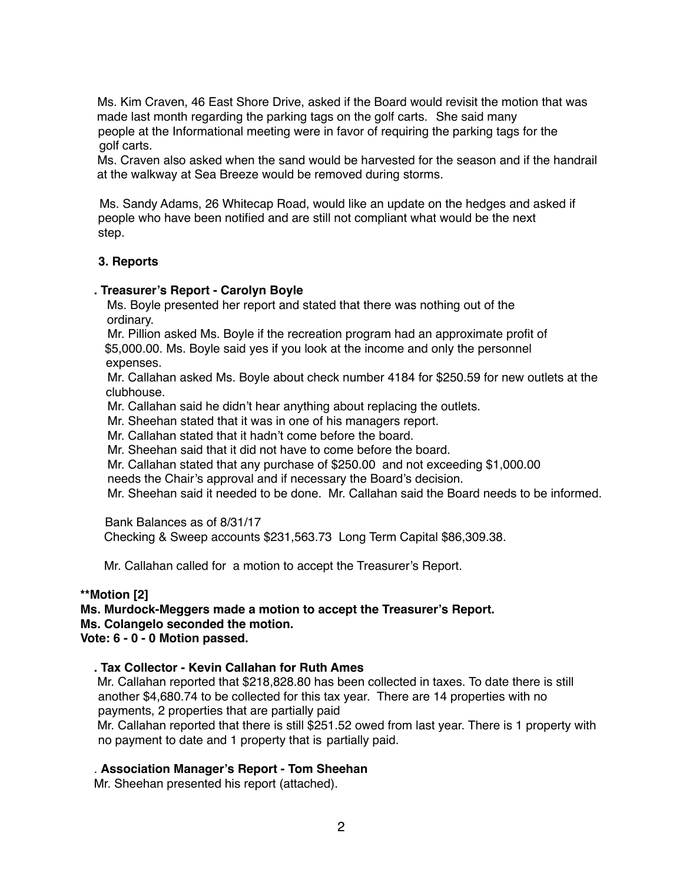Ms. Kim Craven, 46 East Shore Drive, asked if the Board would revisit the motion that was made last month regarding the parking tags on the golf carts. She said many people at the Informational meeting were in favor of requiring the parking tags for the golf carts.

Ms. Craven also asked when the sand would be harvested for the season and if the handrail at the walkway at Sea Breeze would be removed during storms.

Ms. Sandy Adams, 26 Whitecap Road, would like an update on the hedges and asked if people who have been notified and are still not compliant what would be the next step.

## 3. Reports

### . Treasurer's Report - Carolyn Boyle

Ms. Boyle presented her report and stated that there was nothing out of the ordinary.

Mr. Pillion asked Ms. Boyle if the recreation program had an approximate profit of $5,000.00. Ms. Boyle said yes if you look at the income and only the personnel expenses.

Mr. Callahan asked Ms. Boyle about check number 4184 for $250.59 for new outlets at the clubhouse.

Mr. Callahan said he didn't hear anything about replacing the outlets.

Mr. Sheehan stated that it was in one of his managers report.

Mr. Callahan stated that it hadn't come before the board.

Mr. Sheehan said that it did not have to come before the board.

Mr. Callahan stated that any purchase of $250.00 and not exceeding $1,000.00 needs the Chair's approval and if necessary the Board's decision.

Mr. Sheehan said it needed to be done. Mr. Callahan said the Board needs to be informed.

Bank Balances as of 8/31/17

Checking & Sweep accounts $231,563.73 Long Term Capital $86,309.38.

Mr. Callahan called for a motion to accept the Treasurer's Report.

**Motion [2]
Ms. Murdock-Meggers made a motion to accept the Treasurer's Report.
Ms. Colangelo seconded the motion.
Vote: 6 - 0 - 0 Motion passed.**

### . Tax Collector - Kevin Callahan for Ruth Ames

Mr. Callahan reported that $218,828.80 has been collected in taxes. To date there is still another $4,680.74 to be collected for this tax year. There are 14 properties with no payments, 2 properties that are partially paid

Mr. Callahan reported that there is still $251.52 owed from last year. There is 1 property with no payment to date and 1 property that is partially paid.

### . Association Manager's Report - Tom Sheehan

Mr. Sheehan presented his report (attached).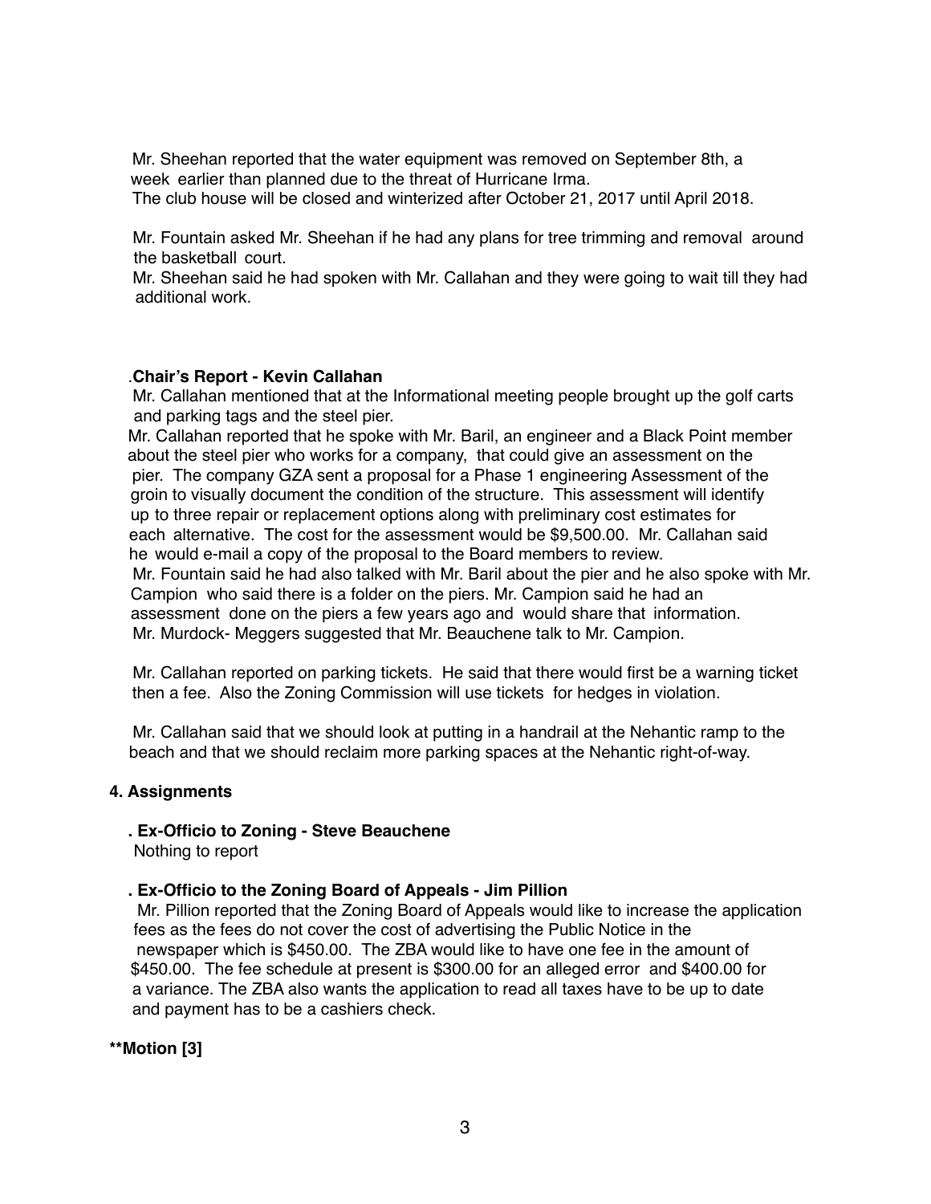Mr. Sheehan reported that the water equipment was removed on September 8th, a week earlier than planned due to the threat of Hurricane Irma.
The club house will be closed and winterized after October 21, 2017 until April 2018.

Mr. Fountain asked Mr. Sheehan if he had any plans for tree trimming and removal around the basketball court.
Mr. Sheehan said he had spoken with Mr. Callahan and they were going to wait till they had additional work.

.**Chair's Report - Kevin Callahan**
Mr. Callahan mentioned that at the Informational meeting people brought up the golf carts and parking tags and the steel pier.
Mr. Callahan reported that he spoke with Mr. Baril, an engineer and a Black Point member about the steel pier who works for a company, that could give an assessment on the pier. The company GZA sent a proposal for a Phase 1 engineering Assessment of the groin to visually document the condition of the structure. This assessment will identify up to three repair or replacement options along with preliminary cost estimates for each alternative. The cost for the assessment would be $9,500.00. Mr. Callahan said he would e-mail a copy of the proposal to the Board members to review.
Mr. Fountain said he had also talked with Mr. Baril about the pier and he also spoke with Mr. Campion who said there is a folder on the piers. Mr. Campion said he had an assessment done on the piers a few years ago and would share that information.
Mr. Murdock- Meggers suggested that Mr. Beauchene talk to Mr. Campion.

Mr. Callahan reported on parking tickets. He said that there would first be a warning ticket then a fee. Also the Zoning Commission will use tickets for hedges in violation.

Mr. Callahan said that we should look at putting in a handrail at the Nehantic ramp to the beach and that we should reclaim more parking spaces at the Nehantic right-of-way.

**4. Assignments**

**. Ex-Officio to Zoning - Steve Beauchene**
Nothing to report

**. Ex-Officio to the Zoning Board of Appeals - Jim Pillion**
Mr. Pillion reported that the Zoning Board of Appeals would like to increase the application fees as the fees do not cover the cost of advertising the Public Notice in the newspaper which is $450.00. The ZBA would like to have one fee in the amount of $450.00. The fee schedule at present is $300.00 for an alleged error and $400.00 for a variance. The ZBA also wants the application to read all taxes have to be up to date and payment has to be a cashiers check.

**\*\*Motion [3]**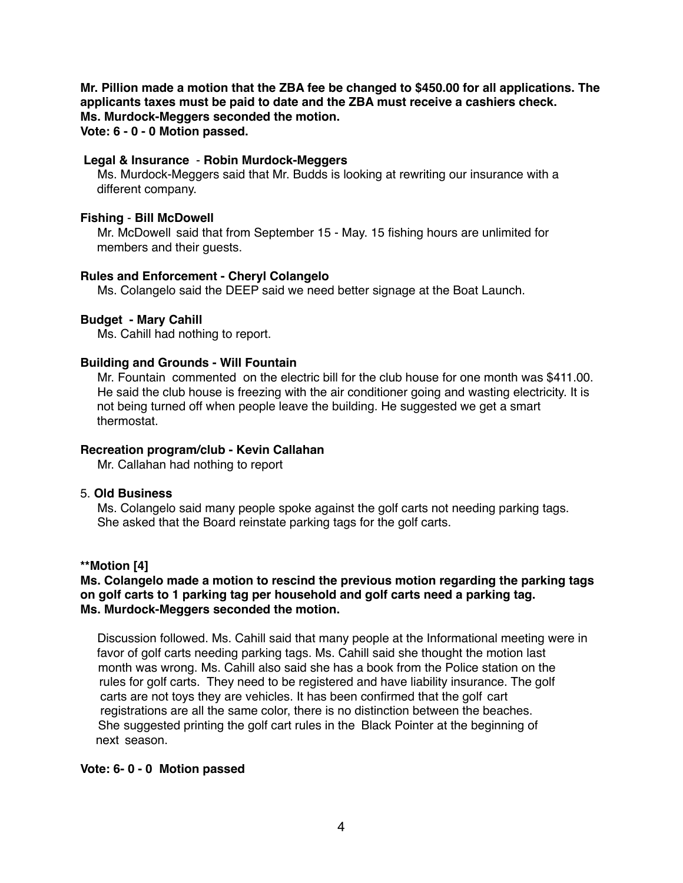**Mr. Pillion made a motion that the ZBA fee be changed to $450.00 for all applications. The applicants taxes must be paid to date and the ZBA must receive a cashiers check.**
**Ms. Murdock-Meggers seconded the motion.**
**Vote: 6 - 0 - 0 Motion passed.**

**Legal & Insurance** - **Robin Murdock-Meggers**

Ms. Murdock-Meggers said that Mr. Budds is looking at rewriting our insurance with a different company.

**Fishing** - **Bill McDowell**

Mr. McDowell said that from September 15 - May. 15 fishing hours are unlimited for members and their guests.

**Rules and Enforcement - Cheryl Colangelo**

Ms. Colangelo said the DEEP said we need better signage at the Boat Launch.

**Budget - Mary Cahill**

Ms. Cahill had nothing to report.

**Building and Grounds - Will Fountain**

Mr. Fountain commented on the electric bill for the club house for one month was $411.00. He said the club house is freezing with the air conditioner going and wasting electricity. It is not being turned off when people leave the building. He suggested we get a smart thermostat.

**Recreation program/club - Kevin Callahan**

Mr. Callahan had nothing to report

5. **Old Business**

Ms. Colangelo said many people spoke against the golf carts not needing parking tags. She asked that the Board reinstate parking tags for the golf carts.

**\*\*Motion [4]**

**Ms. Colangelo made a motion to rescind the previous motion regarding the parking tags on golf carts to 1 parking tag per household and golf carts need a parking tag.**
**Ms. Murdock-Meggers seconded the motion.**

Discussion followed. Ms. Cahill said that many people at the Informational meeting were in favor of golf carts needing parking tags. Ms. Cahill said she thought the motion last month was wrong. Ms. Cahill also said she has a book from the Police station on the rules for golf carts. They need to be registered and have liability insurance. The golf carts are not toys they are vehicles. It has been confirmed that the golf cart registrations are all the same color, there is no distinction between the beaches. She suggested printing the golf cart rules in the Black Pointer at the beginning of next season.

**Vote: 6- 0 - 0 Motion passed**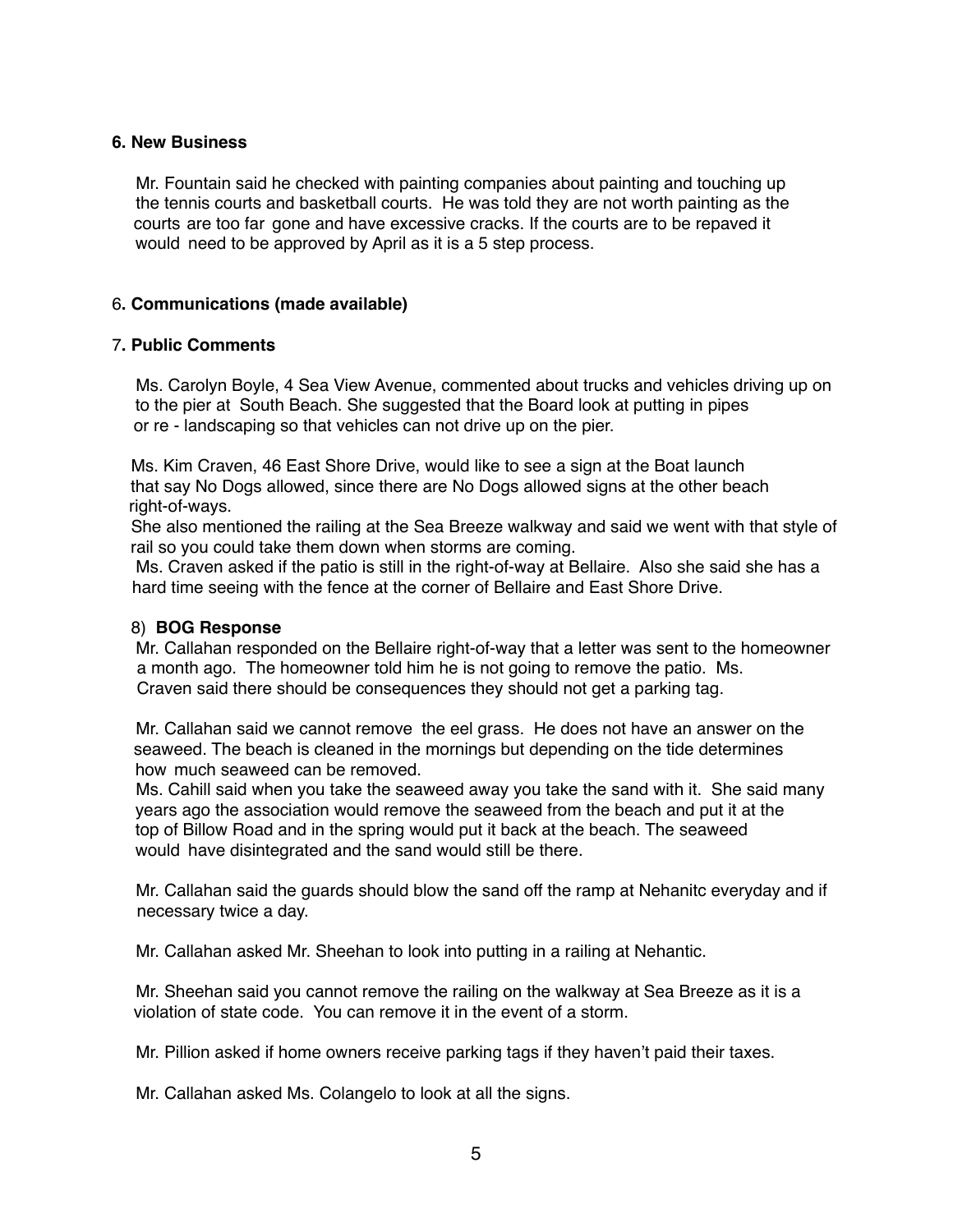## 6. New Business

Mr. Fountain said he checked with painting companies about painting and touching up the tennis courts and basketball courts. He was told they are not worth painting as the courts are too far gone and have excessive cracks. If the courts are to be repaved it would need to be approved by April as it is a 5 step process.

## 6. Communications (made available)

## 7. Public Comments

Ms. Carolyn Boyle, 4 Sea View Avenue, commented about trucks and vehicles driving up on to the pier at South Beach. She suggested that the Board look at putting in pipes or re - landscaping so that vehicles can not drive up on the pier.

Ms. Kim Craven, 46 East Shore Drive, would like to see a sign at the Boat launch that say No Dogs allowed, since there are No Dogs allowed signs at the other beach right-of-ways.
She also mentioned the railing at the Sea Breeze walkway and said we went with that style of rail so you could take them down when storms are coming.
Ms. Craven asked if the patio is still in the right-of-way at Bellaire. Also she said she has a hard time seeing with the fence at the corner of Bellaire and East Shore Drive.

## 8) BOG Response

Mr. Callahan responded on the Bellaire right-of-way that a letter was sent to the homeowner a month ago. The homeowner told him he is not going to remove the patio. Ms. Craven said there should be consequences they should not get a parking tag.

Mr. Callahan said we cannot remove the eel grass. He does not have an answer on the seaweed. The beach is cleaned in the mornings but depending on the tide determines how much seaweed can be removed.
Ms. Cahill said when you take the seaweed away you take the sand with it. She said many years ago the association would remove the seaweed from the beach and put it at the top of Billow Road and in the spring would put it back at the beach. The seaweed would have disintegrated and the sand would still be there.

Mr. Callahan said the guards should blow the sand off the ramp at Nehanitc everyday and if necessary twice a day.

Mr. Callahan asked Mr. Sheehan to look into putting in a railing at Nehantic.

Mr. Sheehan said you cannot remove the railing on the walkway at Sea Breeze as it is a violation of state code. You can remove it in the event of a storm.

Mr. Pillion asked if home owners receive parking tags if they haven't paid their taxes.

Mr. Callahan asked Ms. Colangelo to look at all the signs.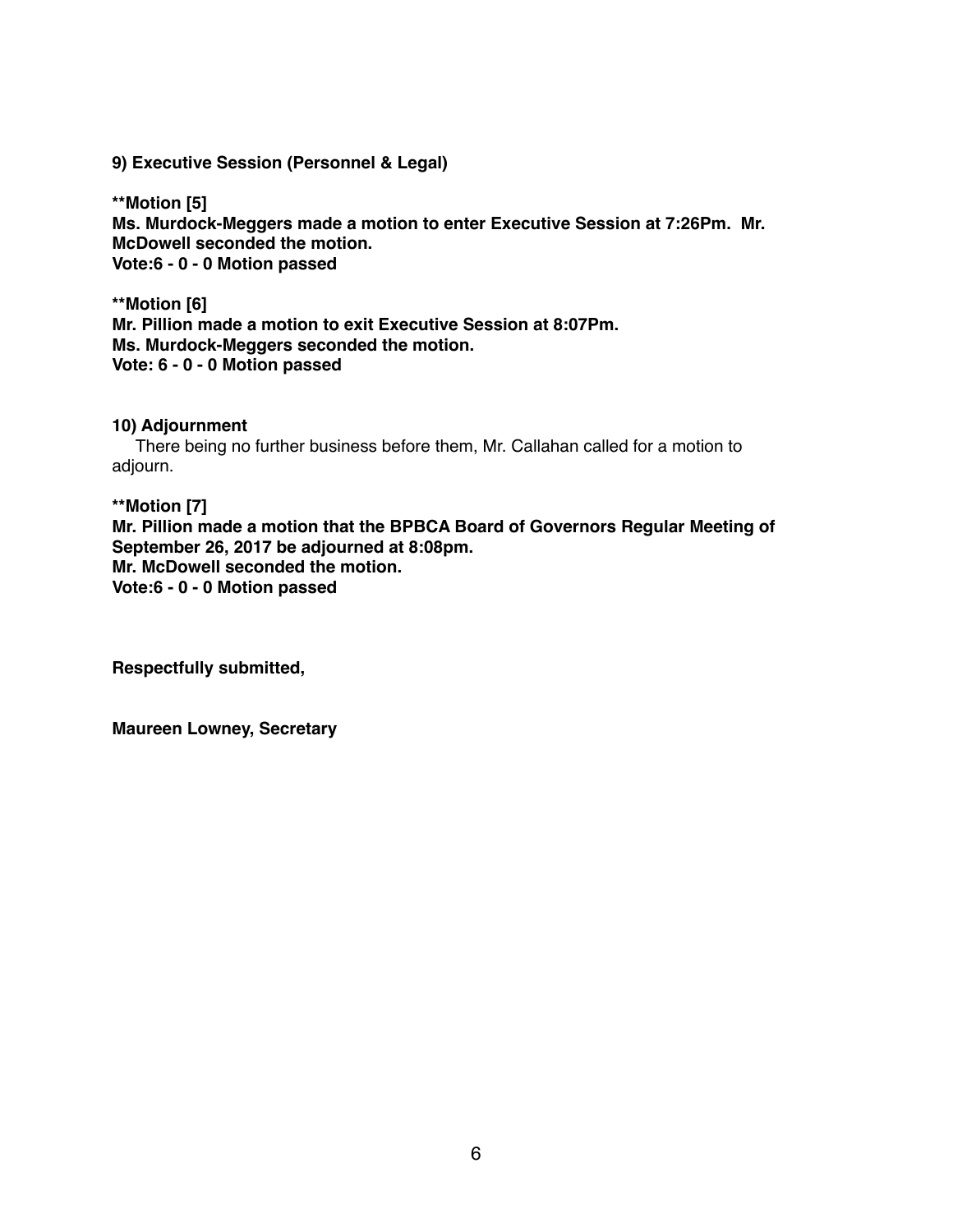**9) Executive Session (Personnel & Legal)**

****Motion [5]**
**Ms. Murdock-Meggers made a motion to enter Executive Session at 7:26Pm. Mr. McDowell seconded the motion.**
**Vote:6 - 0 - 0 Motion passed**

****Motion [6]**
**Mr. Pillion made a motion to exit Executive Session at 8:07Pm.**
**Ms. Murdock-Meggers seconded the motion.**
**Vote: 6 - 0 - 0 Motion passed**

**10) Adjournment**

There being no further business before them, Mr. Callahan called for a motion to adjourn.

****Motion [7]**
**Mr. Pillion made a motion that the BPBCA Board of Governors Regular Meeting of September 26, 2017 be adjourned at 8:08pm.**
**Mr. McDowell seconded the motion.**
**Vote:6 - 0 - 0 Motion passed**

**Respectfully submitted,**

**Maureen Lowney, Secretary**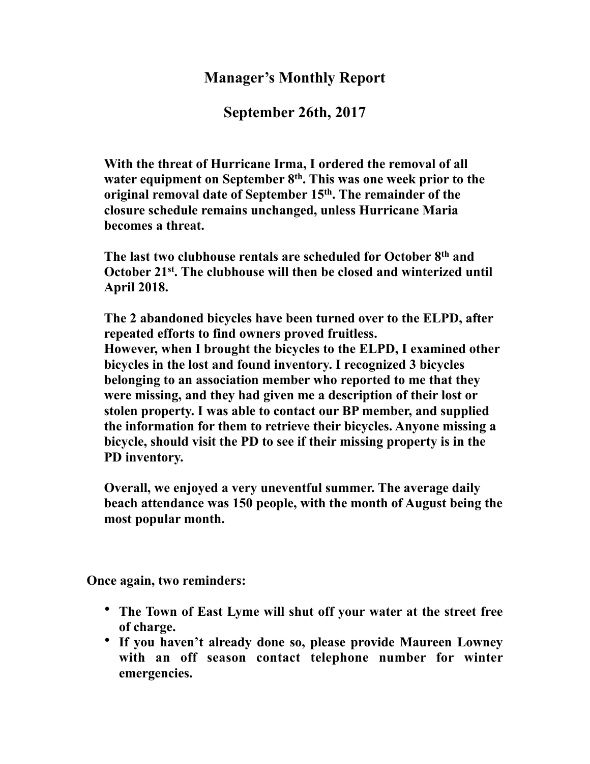# Manager's Monthly Report

## September 26th, 2017

**With the threat of Hurricane Irma, I ordered the removal of all water equipment on September 8th. This was one week prior to the original removal date of September 15th. The remainder of the closure schedule remains unchanged, unless Hurricane Maria becomes a threat.**

**The last two clubhouse rentals are scheduled for October 8th and October 21st. The clubhouse will then be closed and winterized until April 2018.**

**The 2 abandoned bicycles have been turned over to the ELPD, after repeated efforts to find owners proved fruitless.**
**However, when I brought the bicycles to the ELPD, I examined other bicycles in the lost and found inventory. I recognized 3 bicycles belonging to an association member who reported to me that they were missing, and they had given me a description of their lost or stolen property. I was able to contact our BP member, and supplied the information for them to retrieve their bicycles. Anyone missing a bicycle, should visit the PD to see if their missing property is in the PD inventory.**

**Overall, we enjoyed a very uneventful summer. The average daily beach attendance was 150 people, with the month of August being the most popular month.**

**Once again, two reminders:**

- **The Town of East Lyme will shut off your water at the street free of charge.**
- **If you haven't already done so, please provide Maureen Lowney with an off season contact telephone number for winter emergencies.**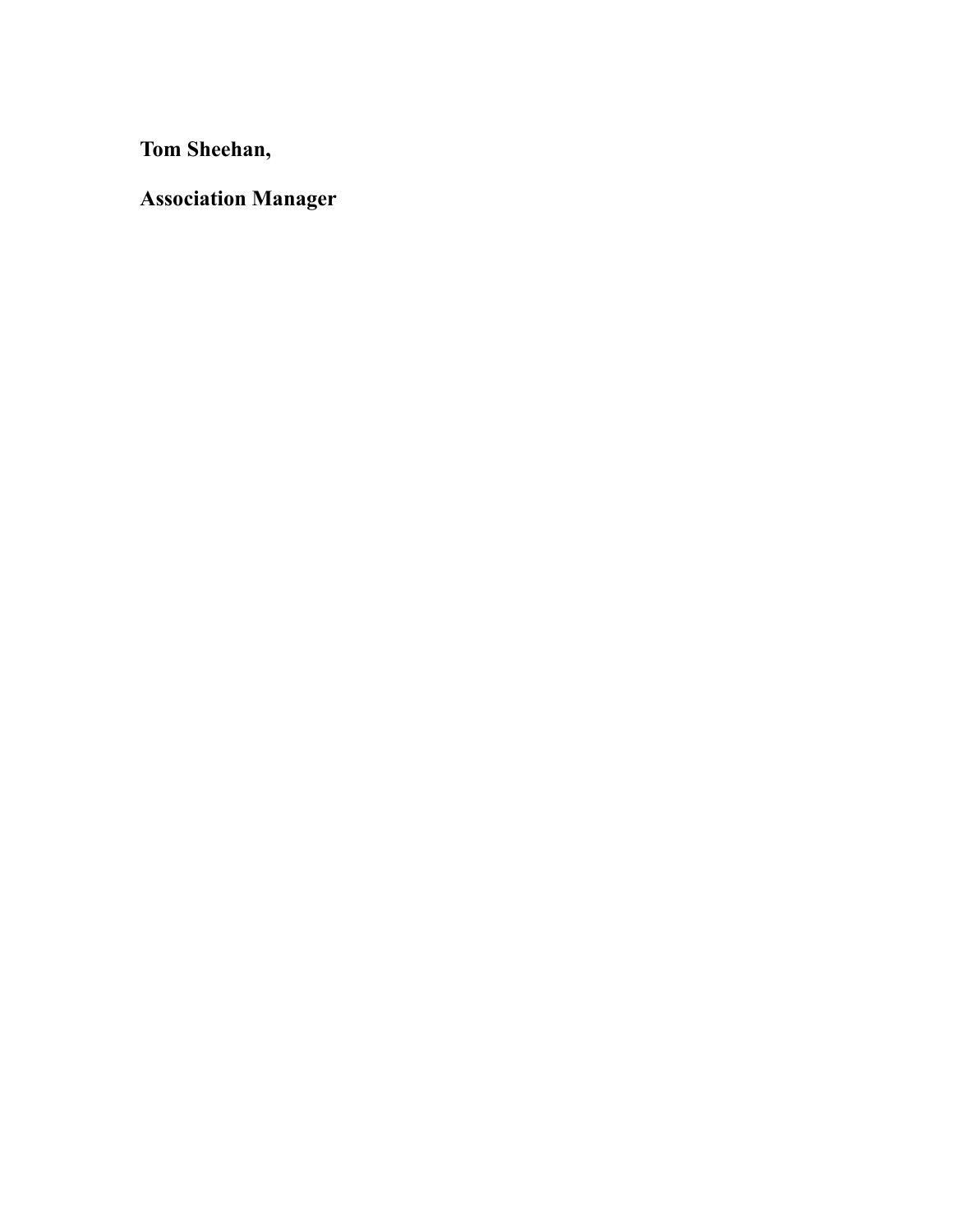**Tom Sheehan,**

**Association Manager**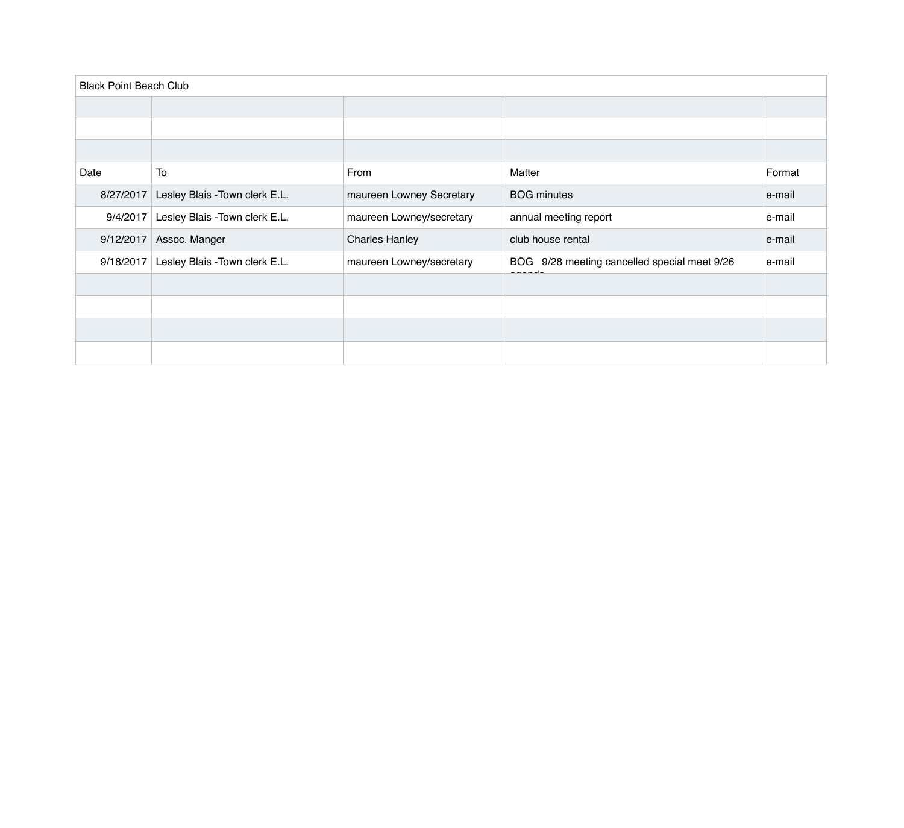Black Point Beach Club

| Date | To | From | Matter | Format |
| --- | --- | --- | --- | --- |
| 8/27/2017 | Lesley Blais -Town clerk E.L. | maureen Lowney Secretary | BOG minutes | e-mail |
| 9/4/2017 | Lesley Blais -Town clerk E.L. | maureen Lowney/secretary | annual meeting report | e-mail |
| 9/12/2017 | Assoc. Manger | Charles Hanley | club house rental | e-mail |
| 9/18/2017 | Lesley Blais -Town clerk E.L. | maureen Lowney/secretary | BOG 9/28 meeting cancelled special meet 9/26 agenda | e-mail |